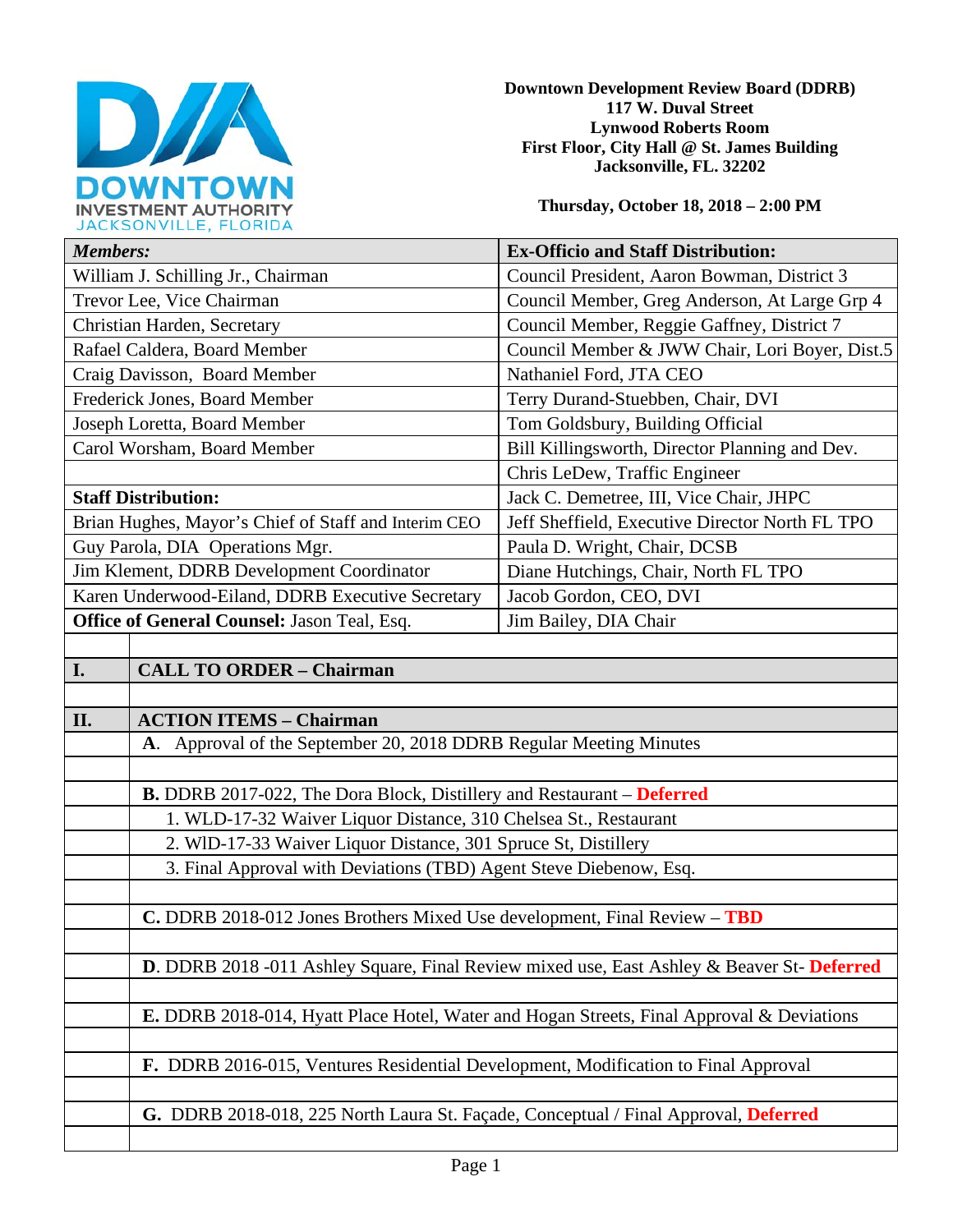DOWNTOWN INVESTMENT AUTHORITY
JACKSONVILLE, FLORIDA

**Downtown Development Review Board (DDRB)**
**117 W. Duval Street**
**Lynwood Roberts Room**
**First Floor, City Hall @ St. James Building**
**Jacksonville, FL. 32202**

**Thursday, October 18, 2018 – 2:00 PM**

| ***Members:*** | **Ex-Officio and Staff Distribution:** |
|---|---|
| William J. Schilling Jr., Chairman | Council President, Aaron Bowman, District 3 |
| Trevor Lee, Vice Chairman | Council Member, Greg Anderson, At Large Grp 4 |
| Christian Harden, Secretary | Council Member, Reggie Gaffney, District 7 |
| Rafael Caldera, Board Member | Council Member & JWW Chair, Lori Boyer, Dist.5 |
| Craig Davisson, Board Member | Nathaniel Ford, JTA CEO |
| Frederick Jones, Board Member | Terry Durand-Stuebben, Chair, DVI |
| Joseph Loretta, Board Member | Tom Goldsbury, Building Official |
| Carol Worsham, Board Member | Bill Killingsworth, Director Planning and Dev. |
| | Chris LeDew, Traffic Engineer |
| **Staff Distribution:** | Jack C. Demetree, III, Vice Chair, JHPC |
| Brian Hughes, Mayor's Chief of Staff and Interim CEO | Jeff Sheffield, Executive Director North FL TPO |
| Guy Parola, DIA Operations Mgr. | Paula D. Wright, Chair, DCSB |
| Jim Klement, DDRB Development Coordinator | Diane Hutchings, Chair, North FL TPO |
| Karen Underwood-Eiland, DDRB Executive Secretary | Jacob Gordon, CEO, DVI |
| **Office of General Counsel:** Jason Teal, Esq. | Jim Bailey, DIA Chair |

## I. CALL TO ORDER – Chairman

## II. ACTION ITEMS – Chairman

**A**. Approval of the September 20, 2018 DDRB Regular Meeting Minutes

**B.** DDRB 2017-022, The Dora Block, Distillery and Restaurant – **Deferred**

1. WLD-17-32 Waiver Liquor Distance, 310 Chelsea St., Restaurant
2. WlD-17-33 Waiver Liquor Distance, 301 Spruce St, Distillery
3. Final Approval with Deviations (TBD) Agent Steve Diebenow, Esq.

**C.** DDRB 2018-012 Jones Brothers Mixed Use development, Final Review – **TBD**

**D**. DDRB 2018 -011 Ashley Square, Final Review mixed use, East Ashley & Beaver St- **Deferred**

**E.** DDRB 2018-014, Hyatt Place Hotel, Water and Hogan Streets, Final Approval & Deviations

**F.** DDRB 2016-015, Ventures Residential Development, Modification to Final Approval

**G.** DDRB 2018-018, 225 North Laura St. Façade, Conceptual / Final Approval, **Deferred**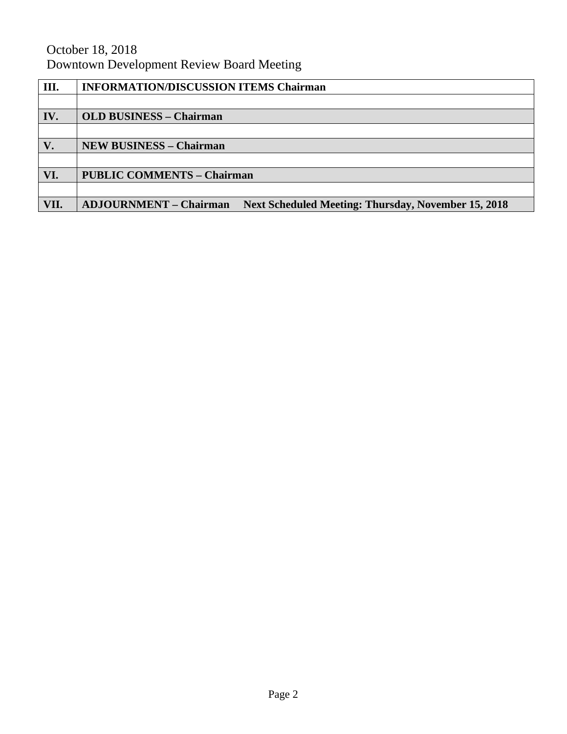October 18, 2018
Downtown Development Review Board Meeting

| III. | INFORMATION/DISCUSSION ITEMS Chairman |
|---|---|
| | |
| IV. | OLD BUSINESS – Chairman |
| | |
| V. | NEW BUSINESS – Chairman |
| | |
| VI. | PUBLIC COMMENTS – Chairman |
| | |
| VII. | ADJOURNMENT – Chairman     Next Scheduled Meeting: Thursday, November 15, 2018 |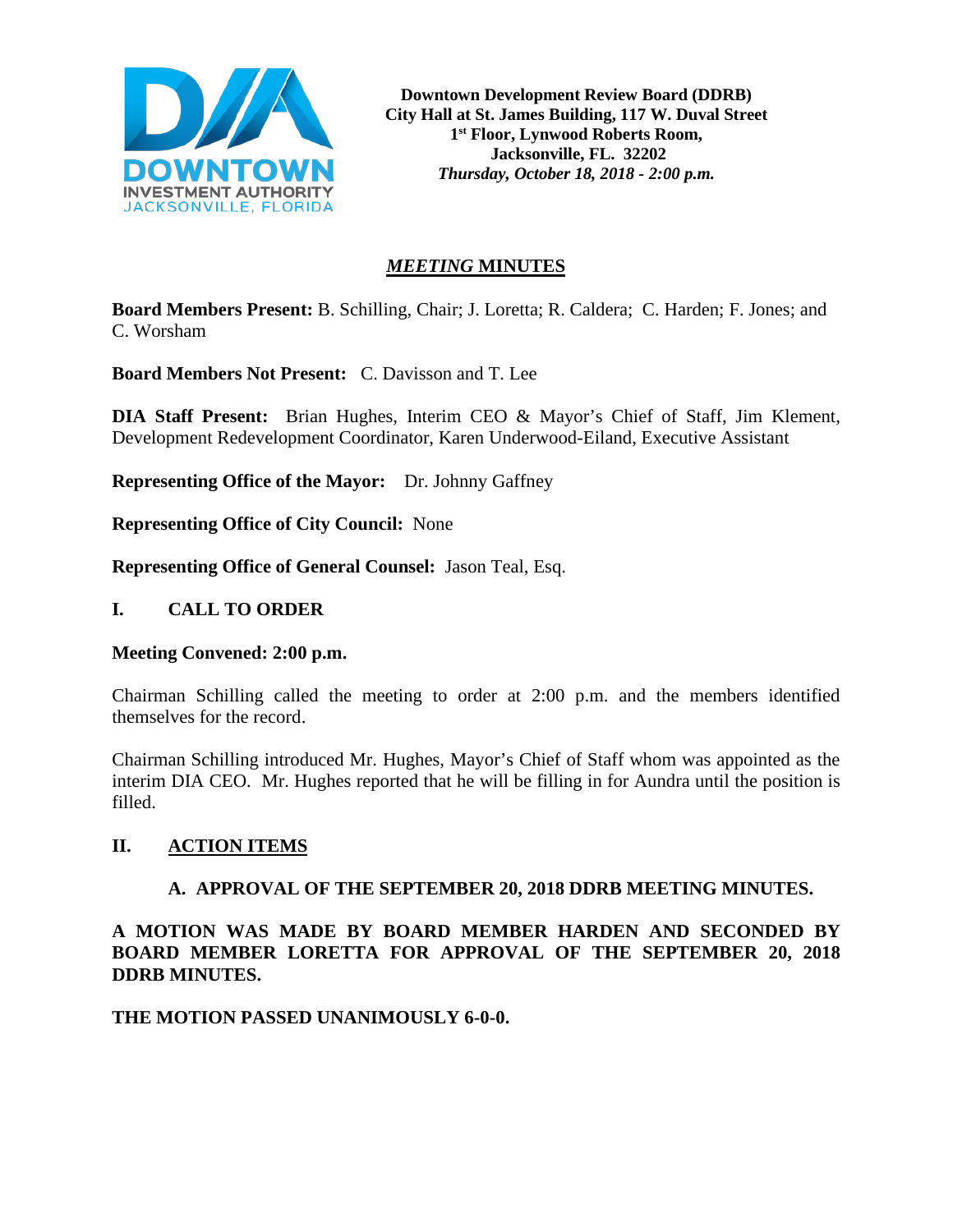**Downtown Development Review Board (DDRB)**
**City Hall at St. James Building, 117 W. Duval Street**
**1st Floor, Lynwood Roberts Room,**
**Jacksonville, FL. 32202**
***Thursday, October 18, 2018 - 2:00 p.m.***

# *MEETING* MINUTES

**Board Members Present:** B. Schilling, Chair; J. Loretta; R. Caldera; C. Harden; F. Jones; and C. Worsham

**Board Members Not Present:** C. Davisson and T. Lee

**DIA Staff Present:** Brian Hughes, Interim CEO & Mayor's Chief of Staff, Jim Klement, Development Redevelopment Coordinator, Karen Underwood-Eiland, Executive Assistant

**Representing Office of the Mayor:** Dr. Johnny Gaffney

**Representing Office of City Council:** None

**Representing Office of General Counsel:** Jason Teal, Esq.

## I. CALL TO ORDER

**Meeting Convened: 2:00 p.m.**

Chairman Schilling called the meeting to order at 2:00 p.m. and the members identified themselves for the record.

Chairman Schilling introduced Mr. Hughes, Mayor's Chief of Staff whom was appointed as the interim DIA CEO. Mr. Hughes reported that he will be filling in for Aundra until the position is filled.

## II. ACTION ITEMS

### A. APPROVAL OF THE SEPTEMBER 20, 2018 DDRB MEETING MINUTES.

**A MOTION WAS MADE BY BOARD MEMBER HARDEN AND SECONDED BY BOARD MEMBER LORETTA FOR APPROVAL OF THE SEPTEMBER 20, 2018 DDRB MINUTES.**

**THE MOTION PASSED UNANIMOUSLY 6-0-0.**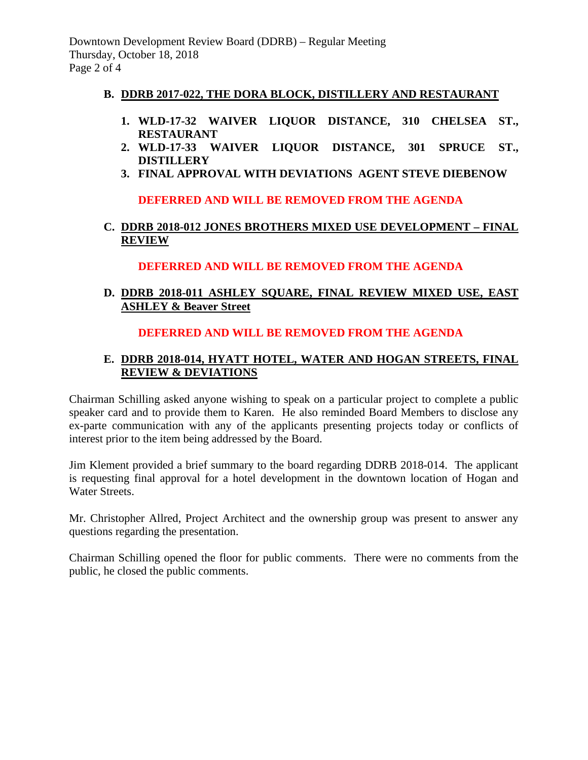**B. DDRB 2017-022, THE DORA BLOCK, DISTILLERY AND RESTAURANT**

1. **WLD-17-32 WAIVER LIQUOR DISTANCE, 310 CHELSEA ST., RESTAURANT**
2. **WLD-17-33 WAIVER LIQUOR DISTANCE, 301 SPRUCE ST., DISTILLERY**
3. **FINAL APPROVAL WITH DEVIATIONS AGENT STEVE DIEBENOW**

**DEFERRED AND WILL BE REMOVED FROM THE AGENDA**

**C. DDRB 2018-012 JONES BROTHERS MIXED USE DEVELOPMENT – FINAL REVIEW**

**DEFERRED AND WILL BE REMOVED FROM THE AGENDA**

**D. DDRB 2018-011 ASHLEY SQUARE, FINAL REVIEW MIXED USE, EAST ASHLEY & Beaver Street**

**DEFERRED AND WILL BE REMOVED FROM THE AGENDA**

**E. DDRB 2018-014, HYATT HOTEL, WATER AND HOGAN STREETS, FINAL REVIEW & DEVIATIONS**

Chairman Schilling asked anyone wishing to speak on a particular project to complete a public speaker card and to provide them to Karen. He also reminded Board Members to disclose any ex-parte communication with any of the applicants presenting projects today or conflicts of interest prior to the item being addressed by the Board.

Jim Klement provided a brief summary to the board regarding DDRB 2018-014. The applicant is requesting final approval for a hotel development in the downtown location of Hogan and Water Streets.

Mr. Christopher Allred, Project Architect and the ownership group was present to answer any questions regarding the presentation.

Chairman Schilling opened the floor for public comments. There were no comments from the public, he closed the public comments.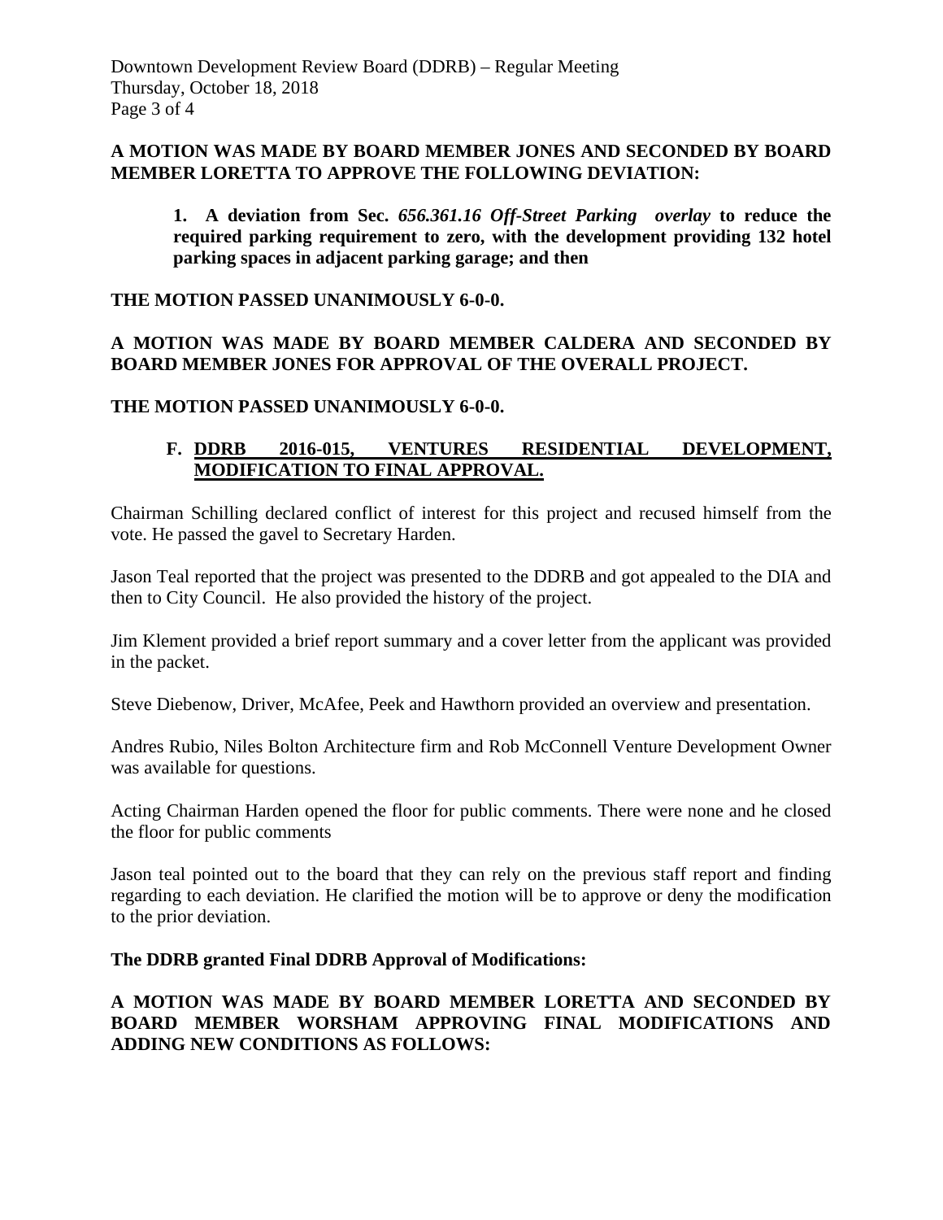**A MOTION WAS MADE BY BOARD MEMBER JONES AND SECONDED BY BOARD MEMBER LORETTA TO APPROVE THE FOLLOWING DEVIATION:**

> **1. A deviation from Sec. *656.361.16 Off-Street Parking overlay* to reduce the required parking requirement to zero, with the development providing 132 hotel parking spaces in adjacent parking garage; and then**

**THE MOTION PASSED UNANIMOUSLY 6-0-0.**

**A MOTION WAS MADE BY BOARD MEMBER CALDERA AND SECONDED BY BOARD MEMBER JONES FOR APPROVAL OF THE OVERALL PROJECT.**

**THE MOTION PASSED UNANIMOUSLY 6-0-0.**

**F. <u>DDRB 2016-015, VENTURES RESIDENTIAL DEVELOPMENT, MODIFICATION TO FINAL APPROVAL.</u>**

Chairman Schilling declared conflict of interest for this project and recused himself from the vote. He passed the gavel to Secretary Harden.

Jason Teal reported that the project was presented to the DDRB and got appealed to the DIA and then to City Council. He also provided the history of the project.

Jim Klement provided a brief report summary and a cover letter from the applicant was provided in the packet.

Steve Diebenow, Driver, McAfee, Peek and Hawthorn provided an overview and presentation.

Andres Rubio, Niles Bolton Architecture firm and Rob McConnell Venture Development Owner was available for questions.

Acting Chairman Harden opened the floor for public comments. There were none and he closed the floor for public comments

Jason teal pointed out to the board that they can rely on the previous staff report and finding regarding to each deviation. He clarified the motion will be to approve or deny the modification to the prior deviation.

**The DDRB granted Final DDRB Approval of Modifications:**

**A MOTION WAS MADE BY BOARD MEMBER LORETTA AND SECONDED BY BOARD MEMBER WORSHAM APPROVING FINAL MODIFICATIONS AND ADDING NEW CONDITIONS AS FOLLOWS:**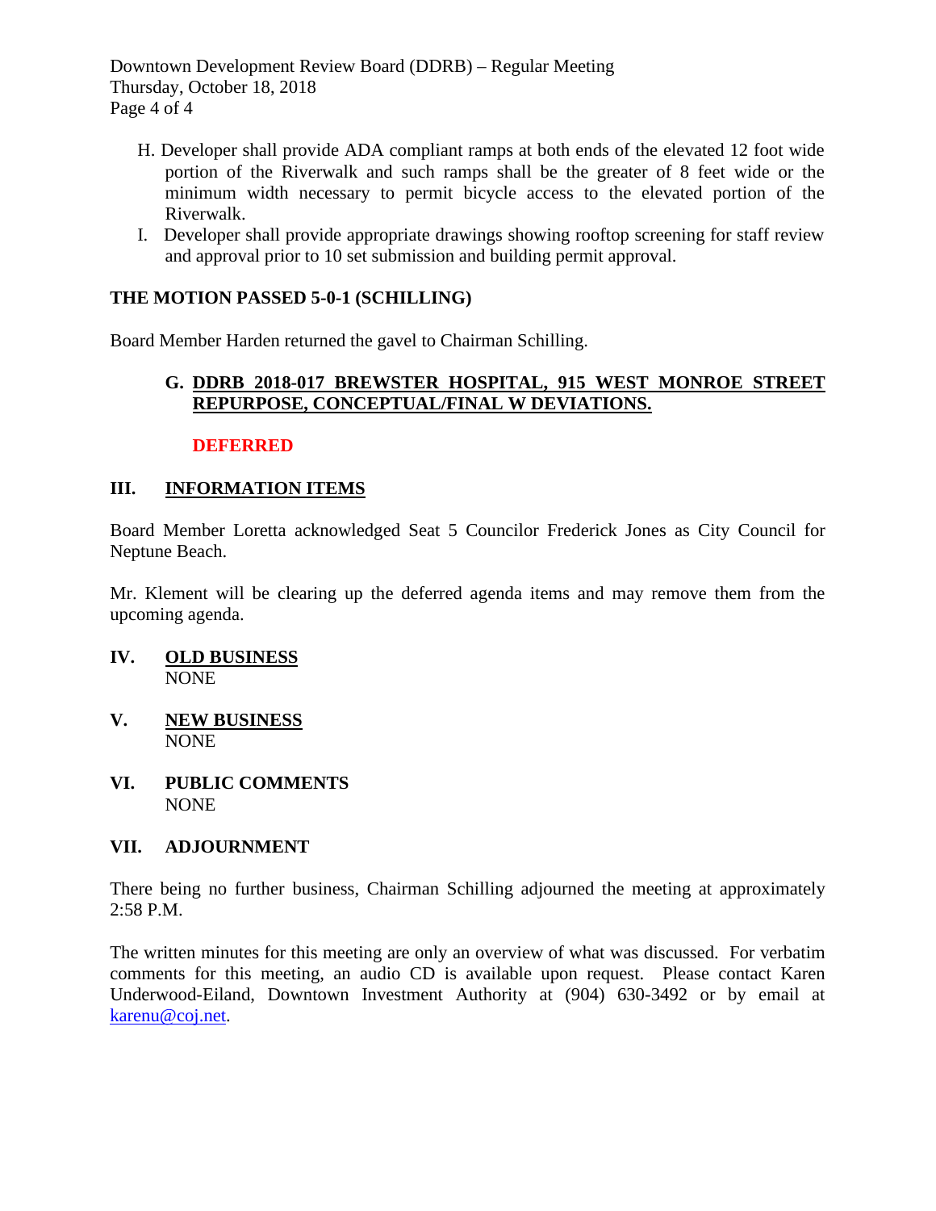H. Developer shall provide ADA compliant ramps at both ends of the elevated 12 foot wide portion of the Riverwalk and such ramps shall be the greater of 8 feet wide or the minimum width necessary to permit bicycle access to the elevated portion of the Riverwalk.

I. Developer shall provide appropriate drawings showing rooftop screening for staff review and approval prior to 10 set submission and building permit approval.

**THE MOTION PASSED 5-0-1 (SCHILLING)**

Board Member Harden returned the gavel to Chairman Schilling.

**G. <u>DDRB 2018-017 BREWSTER HOSPITAL, 915 WEST MONROE STREET REPURPOSE, CONCEPTUAL/FINAL W DEVIATIONS.</u>**

**DEFERRED**

## III. <u>INFORMATION ITEMS</u>

Board Member Loretta acknowledged Seat 5 Councilor Frederick Jones as City Council for Neptune Beach.

Mr. Klement will be clearing up the deferred agenda items and may remove them from the upcoming agenda.

## IV. <u>OLD BUSINESS</u>

NONE

## V. <u>NEW BUSINESS</u>

NONE

## VI. PUBLIC COMMENTS

NONE

## VII. ADJOURNMENT

There being no further business, Chairman Schilling adjourned the meeting at approximately 2:58 P.M.

The written minutes for this meeting are only an overview of what was discussed. For verbatim comments for this meeting, an audio CD is available upon request. Please contact Karen Underwood-Eiland, Downtown Investment Authority at (904) 630-3492 or by email at karenu@coj.net.